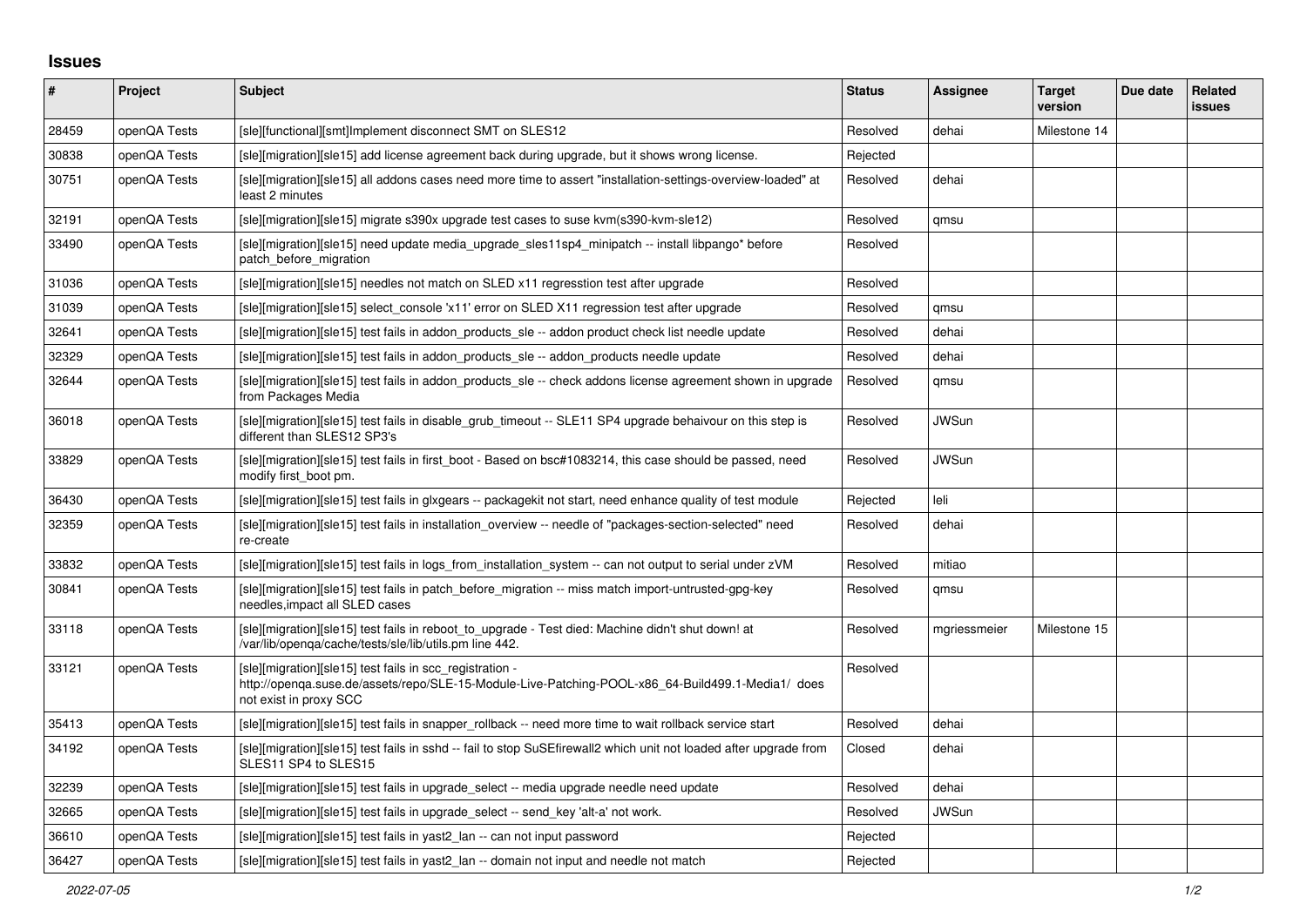## Issues

| # | Project | Subject | Status | Assignee | Target version | Due date | Related issues |
|---|---|---|---|---|---|---|---|
| 28459 | openQA Tests | [sle][functional][smt]Implement disconnect SMT on SLES12 | Resolved | dehai | Milestone 14 | | |
| 30838 | openQA Tests | [sle][migration][sle15] add license agreement back during upgrade, but it shows wrong license. | Rejected | | | | |
| 30751 | openQA Tests | [sle][migration][sle15] all addons cases need more time to assert "installation-settings-overview-loaded" at least 2 minutes | Resolved | dehai | | | |
| 32191 | openQA Tests | [sle][migration][sle15] migrate s390x upgrade test cases to suse kvm(s390-kvm-sle12) | Resolved | qmsu | | | |
| 33490 | openQA Tests | [sle][migration][sle15] need update media_upgrade_sles11sp4_minipatch -- install libpango* before patch_before_migration | Resolved | | | | |
| 31036 | openQA Tests | [sle][migration][sle15] needles not match on SLED x11 regresstion test after upgrade | Resolved | | | | |
| 31039 | openQA Tests | [sle][migration][sle15] select_console 'x11' error on SLED X11 regression test after upgrade | Resolved | qmsu | | | |
| 32641 | openQA Tests | [sle][migration][sle15] test fails in addon_products_sle -- addon product check list needle update | Resolved | dehai | | | |
| 32329 | openQA Tests | [sle][migration][sle15] test fails in addon_products_sle -- addon_products needle update | Resolved | dehai | | | |
| 32644 | openQA Tests | [sle][migration][sle15] test fails in addon_products_sle -- check addons license agreement shown in upgrade from Packages Media | Resolved | qmsu | | | |
| 36018 | openQA Tests | [sle][migration][sle15] test fails in disable_grub_timeout -- SLE11 SP4 upgrade behaivour on this step is different than SLES12 SP3's | Resolved | JWSun | | | |
| 33829 | openQA Tests | [sle][migration][sle15] test fails in first_boot - Based on bsc#1083214, this case should be passed, need modify first_boot pm. | Resolved | JWSun | | | |
| 36430 | openQA Tests | [sle][migration][sle15] test fails in glxgears -- packagekit not start, need enhance quality of test module | Rejected | leli | | | |
| 32359 | openQA Tests | [sle][migration][sle15] test fails in installation_overview -- needle of "packages-section-selected" need re-create | Resolved | dehai | | | |
| 33832 | openQA Tests | [sle][migration][sle15] test fails in logs_from_installation_system -- can not output to serial under zVM | Resolved | mitiao | | | |
| 30841 | openQA Tests | [sle][migration][sle15] test fails in patch_before_migration -- miss match import-untrusted-gpg-key needles,impact all SLED cases | Resolved | qmsu | | | |
| 33118 | openQA Tests | [sle][migration][sle15] test fails in reboot_to_upgrade - Test died: Machine didn't shut down! at /var/lib/openqa/cache/tests/sle/lib/utils.pm line 442. | Resolved | mgriessmeier | Milestone 15 | | |
| 33121 | openQA Tests | [sle][migration][sle15] test fails in scc_registration - http://openqa.suse.de/assets/repo/SLE-15-Module-Live-Patching-POOL-x86_64-Build499.1-Media1/ does not exist in proxy SCC | Resolved | | | | |
| 35413 | openQA Tests | [sle][migration][sle15] test fails in snapper_rollback -- need more time to wait rollback service start | Resolved | dehai | | | |
| 34192 | openQA Tests | [sle][migration][sle15] test fails in sshd -- fail to stop SuSEfirewall2 which unit not loaded after upgrade from SLES11 SP4 to SLES15 | Closed | dehai | | | |
| 32239 | openQA Tests | [sle][migration][sle15] test fails in upgrade_select -- media upgrade needle need update | Resolved | dehai | | | |
| 32665 | openQA Tests | [sle][migration][sle15] test fails in upgrade_select -- send_key 'alt-a' not work. | Resolved | JWSun | | | |
| 36610 | openQA Tests | [sle][migration][sle15] test fails in yast2_lan -- can not input password | Rejected | | | | |
| 36427 | openQA Tests | [sle][migration][sle15] test fails in yast2_lan -- domain not input and needle not match | Rejected | | | | |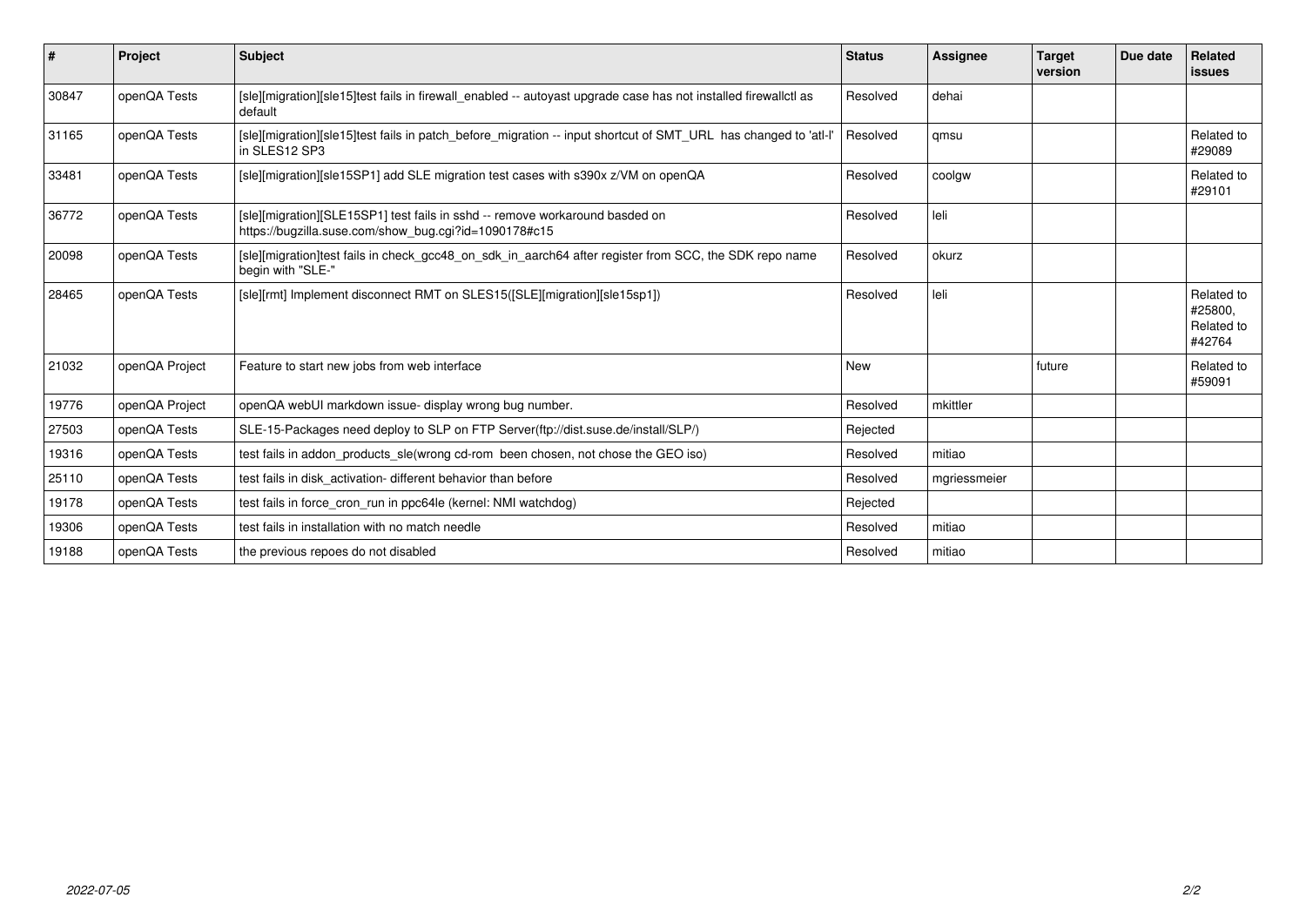| # | Project | Subject | Status | Assignee | Target version | Due date | Related issues |
|---|---|---|---|---|---|---|---|
| 30847 | openQA Tests | [sle][migration][sle15]test fails in firewall_enabled -- autoyast upgrade case has not installed firewallctl as default | Resolved | dehai | | | |
| 31165 | openQA Tests | [sle][migration][sle15]test fails in patch_before_migration -- input shortcut of SMT_URL has changed to 'atl-l' in SLES12 SP3 | Resolved | qmsu | | | Related to #29089 |
| 33481 | openQA Tests | [sle][migration][sle15SP1] add SLE migration test cases with s390x z/VM on openQA | Resolved | coolgw | | | Related to #29101 |
| 36772 | openQA Tests | [sle][migration][SLE15SP1] test fails in sshd -- remove workaround basded on https://bugzilla.suse.com/show_bug.cgi?id=1090178#c15 | Resolved | leli | | | |
| 20098 | openQA Tests | [sle][migration]test fails in check_gcc48_on_sdk_in_aarch64 after register from SCC, the SDK repo name begin with "SLE-" | Resolved | okurz | | | |
| 28465 | openQA Tests | [sle][rmt] Implement disconnect RMT on SLES15([SLE][migration][sle15sp1]) | Resolved | leli | | | Related to #25800, Related to #42764 |
| 21032 | openQA Project | Feature to start new jobs from web interface | New | | future | | Related to #59091 |
| 19776 | openQA Project | openQA webUI markdown issue- display wrong bug number. | Resolved | mkittler | | | |
| 27503 | openQA Tests | SLE-15-Packages need deploy to SLP on FTP Server(ftp://dist.suse.de/install/SLP/) | Rejected | | | | |
| 19316 | openQA Tests | test fails in addon_products_sle(wrong cd-rom been chosen, not chose the GEO iso) | Resolved | mitiao | | | |
| 25110 | openQA Tests | test fails in disk_activation- different behavior than before | Resolved | mgriessmeier | | | |
| 19178 | openQA Tests | test fails in force_cron_run in ppc64le (kernel: NMI watchdog) | Rejected | | | | |
| 19306 | openQA Tests | test fails in installation with no match needle | Resolved | mitiao | | | |
| 19188 | openQA Tests | the previous repoes do not disabled | Resolved | mitiao | | | |